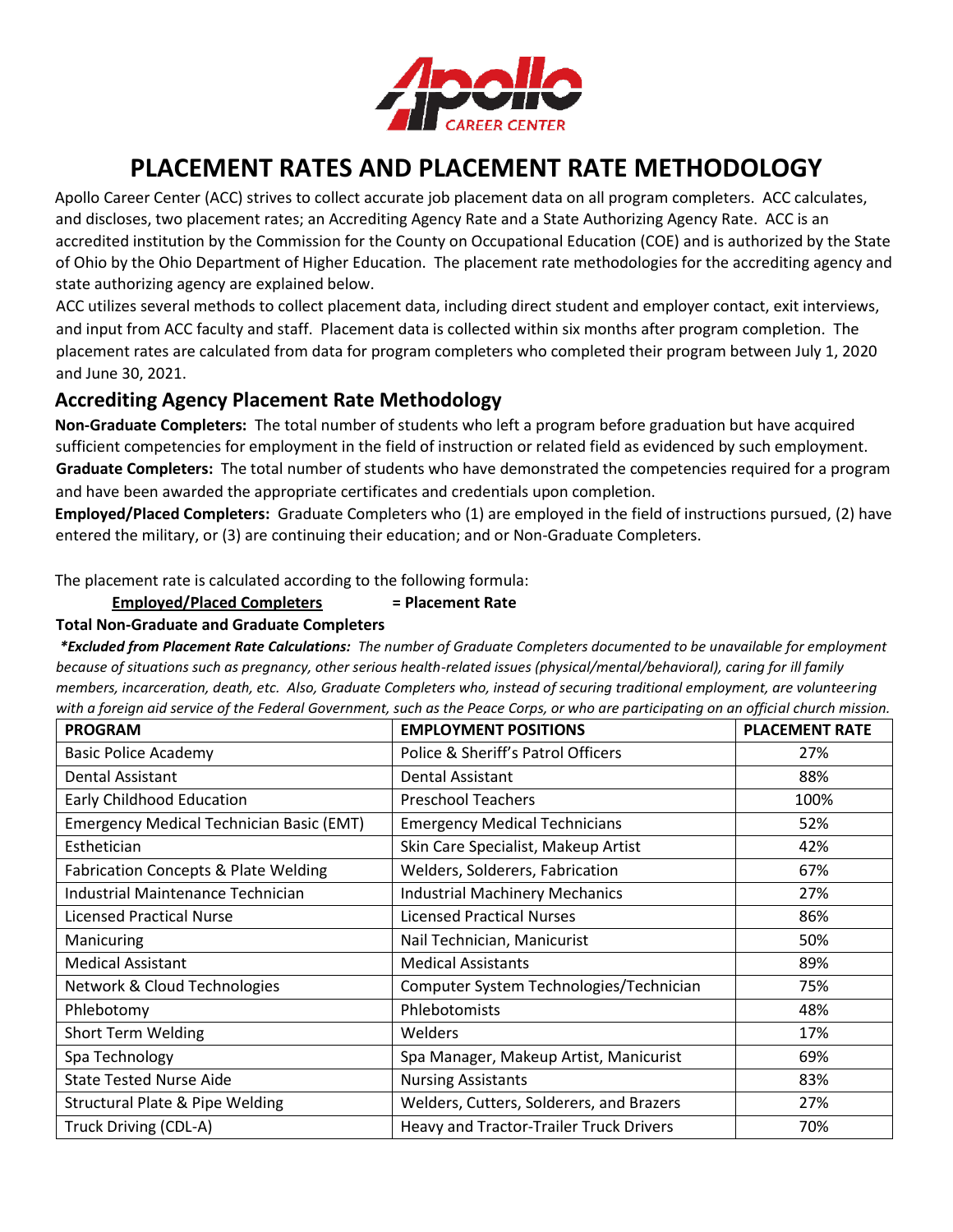# PLACEMENT RATES AND PLACEMENT RATE METHODOLOGY

Apollo Career Center (ACC) strives to collect accurate job placement data on all program completers. ACC calculates, and discloses, two placement rates; an Accrediting Agency Rate and a State Authorizing Agency Rate. ACC is an accredited institution by the Commission for the County on Occupational Education (COE) and is authorized by the State of Ohio by the Ohio Department of Higher Education. The placement rate methodologies for the accrediting agency and state authorizing agency are explained below.

ACC utilizes several methods to collect placement data, including direct student and employer contact, exit interviews, and input from ACC faculty and staff. Placement data is collected within six months after program completion. The placement rates are calculated from data for program completers who completed their program between July 1, 2020 and June 30, 2021.

## Accrediting Agency Placement Rate Methodology

**Non-Graduate Completers:** The total number of students who left a program before graduation but have acquired sufficient competencies for employment in the field of instruction or related field as evidenced by such employment.

**Graduate Completers:** The total number of students who have demonstrated the competencies required for a program and have been awarded the appropriate certificates and credentials upon completion.

**Employed/Placed Completers:** Graduate Completers who (1) are employed in the field of instructions pursued, (2) have entered the military, or (3) are continuing their education; and or Non-Graduate Completers.

The placement rate is calculated according to the following formula:

**Employed/Placed Completers** = **Placement Rate**
**Total Non-Graduate and Graduate Completers**

***Excluded from Placement Rate Calculations:** *The number of Graduate Completers documented to be unavailable for employment because of situations such as pregnancy, other serious health-related issues (physical/mental/behavioral), caring for ill family members, incarceration, death, etc. Also, Graduate Completers who, instead of securing traditional employment, are volunteering with a foreign aid service of the Federal Government, such as the Peace Corps, or who are participating on an official church mission.*

| PROGRAM | EMPLOYMENT POSITIONS | PLACEMENT RATE |
|---|---|---|
| Basic Police Academy | Police & Sheriff's Patrol Officers | 27% |
| Dental Assistant | Dental Assistant | 88% |
| Early Childhood Education | Preschool Teachers | 100% |
| Emergency Medical Technician Basic (EMT) | Emergency Medical Technicians | 52% |
| Esthetician | Skin Care Specialist, Makeup Artist | 42% |
| Fabrication Concepts & Plate Welding | Welders, Solderers, Fabrication | 67% |
| Industrial Maintenance Technician | Industrial Machinery Mechanics | 27% |
| Licensed Practical Nurse | Licensed Practical Nurses | 86% |
| Manicuring | Nail Technician, Manicurist | 50% |
| Medical Assistant | Medical Assistants | 89% |
| Network & Cloud Technologies | Computer System Technologies/Technician | 75% |
| Phlebotomy | Phlebotomists | 48% |
| Short Term Welding | Welders | 17% |
| Spa Technology | Spa Manager, Makeup Artist, Manicurist | 69% |
| State Tested Nurse Aide | Nursing Assistants | 83% |
| Structural Plate & Pipe Welding | Welders, Cutters, Solderers, and Brazers | 27% |
| Truck Driving (CDL-A) | Heavy and Tractor-Trailer Truck Drivers | 70% |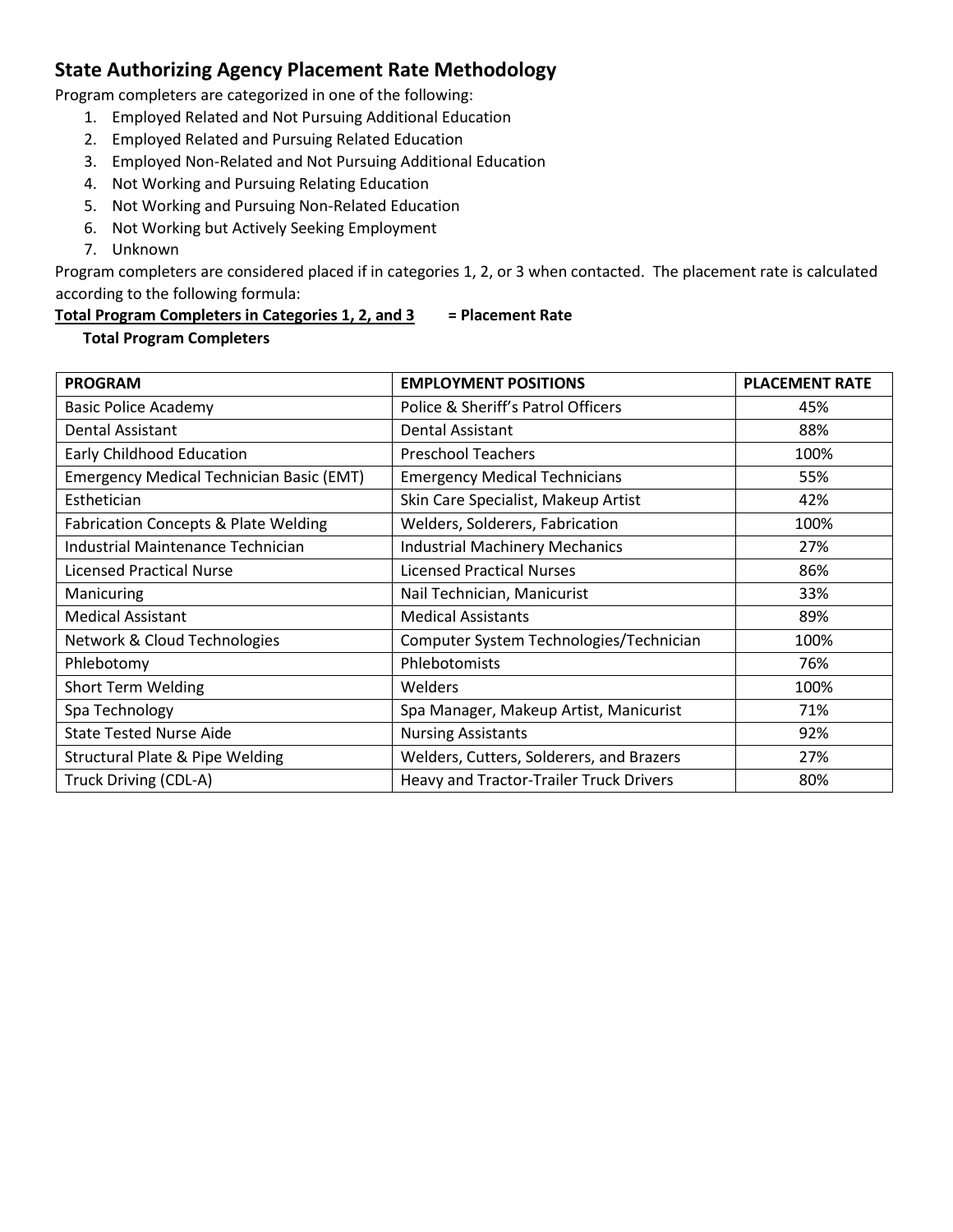## State Authorizing Agency Placement Rate Methodology

Program completers are categorized in one of the following:

1. Employed Related and Not Pursuing Additional Education
2. Employed Related and Pursuing Related Education
3. Employed Non-Related and Not Pursuing Additional Education
4. Not Working and Pursuing Relating Education
5. Not Working and Pursuing Non-Related Education
6. Not Working but Actively Seeking Employment
7. Unknown

Program completers are considered placed if in categories 1, 2, or 3 when contacted. The placement rate is calculated according to the following formula:

$$\frac{\textbf{Total Program Completers in Categories 1, 2, and 3}}{\textbf{Total Program Completers}} = \textbf{Placement Rate}$$

| PROGRAM | EMPLOYMENT POSITIONS | PLACEMENT RATE |
|---|---|---|
| Basic Police Academy | Police & Sheriff's Patrol Officers | 45% |
| Dental Assistant | Dental Assistant | 88% |
| Early Childhood Education | Preschool Teachers | 100% |
| Emergency Medical Technician Basic (EMT) | Emergency Medical Technicians | 55% |
| Esthetician | Skin Care Specialist, Makeup Artist | 42% |
| Fabrication Concepts & Plate Welding | Welders, Solderers, Fabrication | 100% |
| Industrial Maintenance Technician | Industrial Machinery Mechanics | 27% |
| Licensed Practical Nurse | Licensed Practical Nurses | 86% |
| Manicuring | Nail Technician, Manicurist | 33% |
| Medical Assistant | Medical Assistants | 89% |
| Network & Cloud Technologies | Computer System Technologies/Technician | 100% |
| Phlebotomy | Phlebotomists | 76% |
| Short Term Welding | Welders | 100% |
| Spa Technology | Spa Manager, Makeup Artist, Manicurist | 71% |
| State Tested Nurse Aide | Nursing Assistants | 92% |
| Structural Plate & Pipe Welding | Welders, Cutters, Solderers, and Brazers | 27% |
| Truck Driving (CDL-A) | Heavy and Tractor-Trailer Truck Drivers | 80% |